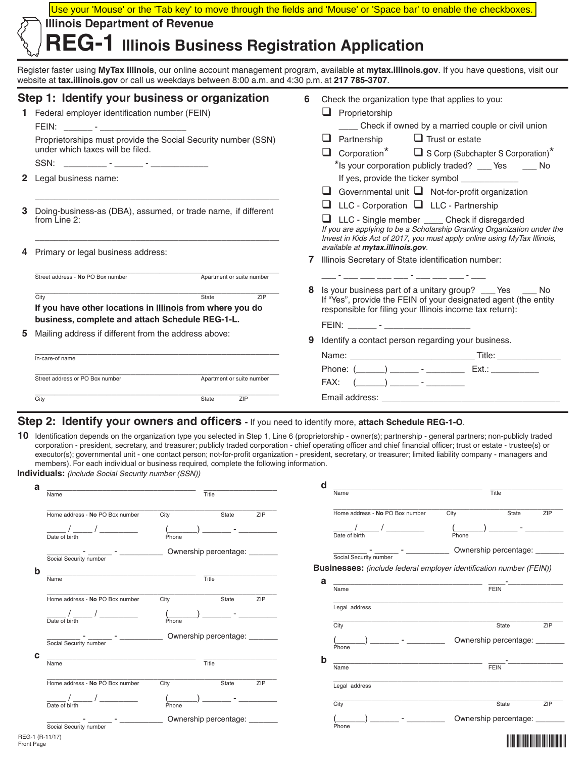Use your 'Mouse' or the 'Tab key' to move through the fields and 'Mouse' or 'Space bar' to enable the checkboxes.

# Illinois Department of Revenue

# REG-1 Illinois Business Registration Application

Register faster using **MyTax Illinois**, our online account management program, available at **mytax.illinois.gov**. If you have questions, visit our website at **tax.illinois.gov** or call us weekdays between 8:00 a.m. and 4:30 p.m. at **217 785-3707**.

## Step 1: Identify your business or organization

**1** Federal employer identification number (FEIN)

FEIN: ______ - __________________

Proprietorships must provide the Social Security number (SSN) under which taxes will be filed.

SSN: _________ - ______ - ____________

**2** Legal business name:

___________________________________________

**3** Doing-business-as (DBA), assumed, or trade name, if different from Line 2:

___________________________________________

**4** Primary or legal business address:

___________________________________________
Street address - **No** PO Box number — Apartment or suite number

___________________________________________
City — State — ZIP

**If you have other locations in Illinois from where you do business, complete and attach Schedule REG-1-L.**

**5** Mailing address if different from the address above:

___________________________________________
In-care-of name

___________________________________________
Street address or PO Box number — Apartment or suite number

___________________________________________
City — State — ZIP

**6** Check the organization type that applies to you:

- ☐ Proprietorship
  - ____ Check if owned by a married couple or civil union
- ☐ Partnership
- ☐ Trust or estate
- ☐ Corporation*
- ☐ S Corp (Subchapter S Corporation)*

*Is your corporation publicly traded? ___ Yes ___ No

If yes, provide the ticker symbol ____________

- ☐ Governmental unit
- ☐ Not-for-profit organization
- ☐ LLC - Corporation
- ☐ LLC - Partnership
- ☐ LLC - Single member ____ Check if disregarded

*If you are applying to be a Scholarship Granting Organization under the Invest in Kids Act of 2017, you must apply online using MyTax Illinois, available at **mytax.illinois.gov**.*

**7** Illinois Secretary of State identification number:

___ - ___ ___ ___ ___ - ___ ___ ___ - ___

**8** Is your business part of a unitary group? ___ Yes ___ No

If "Yes", provide the FEIN of your designated agent (the entity responsible for filing your Illinois income tax return):

FEIN: ______ - __________________

**9** Identify a contact person regarding your business.

Name: _________________________ Title: ______________

Phone: (______) ______ - ________ Ext.: __________

FAX: (______) ______ - ________

Email address: ______________________________________

## Step 2: Identify your owners and officers - If you need to identify more, attach Schedule REG-1-O.

**10** Identification depends on the organization type you selected in Step 1, Line 6 (proprietorship - owner(s); partnership - general partners; non-publicly traded corporation - president, secretary, and treasurer; publicly traded corporation - chief operating officer and chief financial officer; trust or estate - trustee(s) or executor(s); governmental unit - one contact person; not-for-profit organization - president, secretary, or treasurer; limited liability company - managers and members). For each individual or business required, complete the following information.

**Individuals:** *(include Social Security number (SSN))*

**a**

___________________________________ ______________
Name — Title

___________________________________________
Home address - **No** PO Box number — City — State — ZIP

____ / ____ / ________ (______) ______ - ________
Date of birth — Phone

________ - ______ - __________ Ownership percentage: ______
Social Security number

**b**

___________________________________ ______________
Name — Title

___________________________________________
Home address - **No** PO Box number — City — State — ZIP

____ / ____ / ________ (______) ______ - ________
Date of birth — Phone

________ - ______ - __________ Ownership percentage: ______
Social Security number

**c**

___________________________________ ______________
Name — Title

___________________________________________
Home address - **No** PO Box number — City — State — ZIP

____ / ____ / ________ (______) ______ - ________
Date of birth — Phone

________ - ______ - __________ Ownership percentage: ______
Social Security number

**d**

___________________________________ ______________
Name — Title

___________________________________________
Home address - **No** PO Box number — City — State — ZIP

____ / ____ / ________ (______) ______ - ________
Date of birth — Phone

________ - ______ - __________ Ownership percentage: ______
Social Security number

**Businesses:** *(include federal employer identification number (FEIN))*

**a**

___________________________________ ____-__________
Name — FEIN

___________________________________________
Legal address

___________________________________________
City — State — ZIP

(______) ______ - ________ Ownership percentage: ______
Phone

**b**

___________________________________ ____-__________
Name — FEIN

___________________________________________
Legal address

___________________________________________
City — State — ZIP

(______) ______ - ________ Ownership percentage: ______
Phone

REG-1 (R-11/17)
Front Page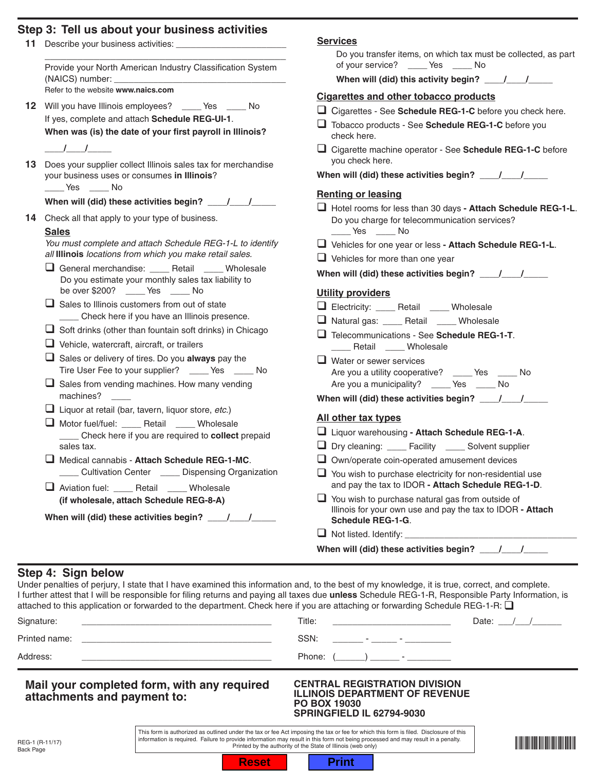## Step 3: Tell us about your business activities

**11** Describe your business activities: ____________________________

____________________________________________

Provide your North American Industry Classification System (NAICS) number: ____________________________

Refer to the website **www.naics.com**

**12** Will you have Illinois employees? ____ Yes ____ No

If yes, complete and attach **Schedule REG-UI-1**.

**When was (is) the date of your first payroll in Illinois?**

____/____/_____

**13** Does your supplier collect Illinois sales tax for merchandise your business uses or consumes **in Illinois**?

____ Yes ____ No

**When will (did) these activities begin?** ____/____/_____

**14** Check all that apply to your type of business.

### Sales

*You must complete and attach Schedule REG-1-L to identify all* **Illinois** *locations from which you make retail sales.*

- ❑ General merchandise: ____ Retail ____ Wholesale
  Do you estimate your monthly sales tax liability to be over $200? ____ Yes ____ No
- ❑ Sales to Illinois customers from out of state
  ____ Check here if you have an Illinois presence.
- ❑ Soft drinks (other than fountain soft drinks) in Chicago
- ❑ Vehicle, watercraft, aircraft, or trailers
- ❑ Sales or delivery of tires. Do you **always** pay the Tire User Fee to your supplier? ____ Yes ____ No
- ❑ Sales from vending machines. How many vending machines? ____
- ❑ Liquor at retail (bar, tavern, liquor store, *etc.*)
- ❑ Motor fuel/fuel: ____ Retail ____ Wholesale
  ____ Check here if you are required to **collect** prepaid sales tax.
- ❑ Medical cannabis - **Attach Schedule REG-1-MC**.
  ____ Cultivation Center ____ Dispensing Organization
- ❑ Aviation fuel: ____ Retail ____ Wholesale
  **(if wholesale, attach Schedule REG-8-A)**

**When will (did) these activities begin?** ____/____/_____

### Services

Do you transfer items, on which tax must be collected, as part of your service? ____ Yes ____ No

**When will (did) this activity begin?** ____/____/_____

### Cigarettes and other tobacco products

- ❑ Cigarettes - See **Schedule REG-1-C** before you check here.
- ❑ Tobacco products - See **Schedule REG-1-C** before you check here.
- ❑ Cigarette machine operator - See **Schedule REG-1-C** before you check here.

**When will (did) these activities begin?** ____/____/_____

### Renting or leasing

- ❑ Hotel rooms for less than 30 days **- Attach Schedule REG-1-L**.
  Do you charge for telecommunication services?
  ____ Yes ____ No
- ❑ Vehicles for one year or less **- Attach Schedule REG-1-L**.
- ❑ Vehicles for more than one year

**When will (did) these activities begin?** ____/____/_____

### Utility providers

- ❑ Electricity: ____ Retail ____ Wholesale
- ❑ Natural gas: ____ Retail ____ Wholesale
- ❑ Telecommunications - See **Schedule REG-1-T**.
  ____ Retail ____ Wholesale
- ❑ Water or sewer services
  Are you a utility cooperative? ____ Yes ____ No
  Are you a municipality? ____ Yes ____ No

**When will (did) these activities begin?** ____/____/_____

### All other tax types

- ❑ Liquor warehousing **- Attach Schedule REG-1-A**.
- ❑ Dry cleaning: ____ Facility ____ Solvent supplier
- ❑ Own/operate coin-operated amusement devices
- ❑ You wish to purchase electricity for non-residential use and pay the tax to IDOR **- Attach Schedule REG-1-D**.
- ❑ You wish to purchase natural gas from outside of Illinois for your own use and pay the tax to IDOR **- Attach Schedule REG-1-G**.
- ❑ Not listed. Identify: ________________________________

**When will (did) these activities begin?** ____/____/_____

## Step 4: Sign below

Under penalties of perjury, I state that I have examined this information and, to the best of my knowledge, it is true, correct, and complete. I further attest that I will be responsible for filing returns and paying all taxes due **unless** Schedule REG-1-R, Responsible Party Information, is attached to this application or forwarded to the department. Check here if you are attaching or forwarding Schedule REG-1-R: ❑

Signature: ______________________________ Title: ____________________ Date: ___/___/______

Printed name: ______________________________ SSN: ______ - _____ - _________

Address: ______________________________ Phone: (______) ______ - _________

**Mail your completed form, with any required attachments and payment to:**

**CENTRAL REGISTRATION DIVISION**
**ILLINOIS DEPARTMENT OF REVENUE**
**PO BOX 19030**
**SPRINGFIELD IL 62794-9030**

This form is authorized as outlined under the tax or fee Act imposing the tax or fee for which this form is filed. Disclosure of this information is required. Failure to provide information may result in this form not being processed and may result in a penalty.
Printed by the authority of the State of Illinois (web only)

REG-1 (R-11/17)
Back Page

Reset Print